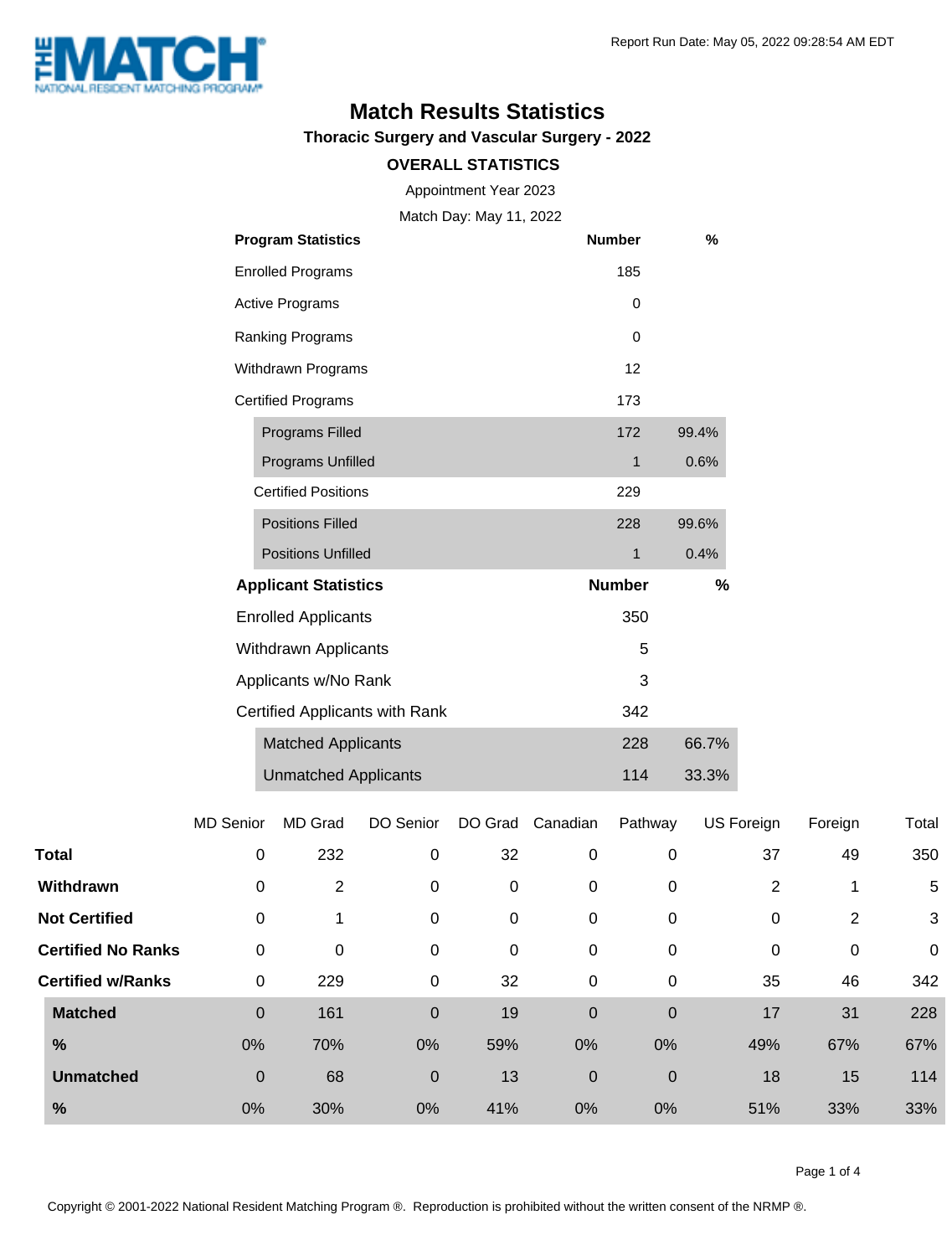Report Run Date: May 05, 2022 09:28:54 AM EDT

# Match Results Statistics

## Thoracic Surgery and Vascular Surgery - 2022

### OVERALL STATISTICS

Appointment Year 2023

Match Day: May 11, 2022

| Program Statistics | Number | % |
|---|---|---|
| Enrolled Programs | 185 | |
| Active Programs | 0 | |
| Ranking Programs | 0 | |
| Withdrawn Programs | 12 | |
| Certified Programs | 173 | |
| Programs Filled | 172 | 99.4% |
| Programs Unfilled | 1 | 0.6% |
| Certified Positions | 229 | |
| Positions Filled | 228 | 99.6% |
| Positions Unfilled | 1 | 0.4% |

| Applicant Statistics | Number | % |
|---|---|---|
| Enrolled Applicants | 350 | |
| Withdrawn Applicants | 5 | |
| Applicants w/No Rank | 3 | |
| Certified Applicants with Rank | 342 | |
| Matched Applicants | 228 | 66.7% |
| Unmatched Applicants | 114 | 33.3% |

| | MD Senior | MD Grad | DO Senior | DO Grad | Canadian | Pathway | US Foreign | Foreign | Total |
|---|---|---|---|---|---|---|---|---|---|
| **Total** | 0 | 232 | 0 | 32 | 0 | 0 | 37 | 49 | 350 |
| **Withdrawn** | 0 | 2 | 0 | 0 | 0 | 0 | 2 | 1 | 5 |
| **Not Certified** | 0 | 1 | 0 | 0 | 0 | 0 | 0 | 2 | 3 |
| **Certified No Ranks** | 0 | 0 | 0 | 0 | 0 | 0 | 0 | 0 | 0 |
| **Certified w/Ranks** | 0 | 229 | 0 | 32 | 0 | 0 | 35 | 46 | 342 |
| **Matched** | 0 | 161 | 0 | 19 | 0 | 0 | 17 | 31 | 228 |
| **%** | 0% | 70% | 0% | 59% | 0% | 0% | 49% | 67% | 67% |
| **Unmatched** | 0 | 68 | 0 | 13 | 0 | 0 | 18 | 15 | 114 |
| **%** | 0% | 30% | 0% | 41% | 0% | 0% | 51% | 33% | 33% |

Copyright © 2001-2022 National Resident Matching Program ®. Reproduction is prohibited without the written consent of the NRMP ®.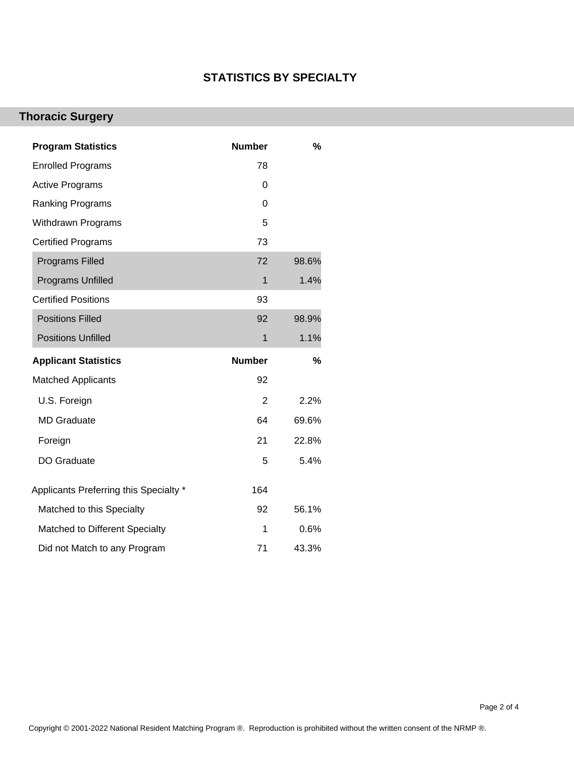## STATISTICS BY SPECIALTY

### Thoracic Surgery

| Program Statistics | Number | % |
|---|---|---|
| Enrolled Programs | 78 | |
| Active Programs | 0 | |
| Ranking Programs | 0 | |
| Withdrawn Programs | 5 | |
| Certified Programs | 73 | |
| Programs Filled | 72 | 98.6% |
| Programs Unfilled | 1 | 1.4% |
| Certified Positions | 93 | |
| Positions Filled | 92 | 98.9% |
| Positions Unfilled | 1 | 1.1% |

| Applicant Statistics | Number | % |
|---|---|---|
| Matched Applicants | 92 | |
| U.S. Foreign | 2 | 2.2% |
| MD Graduate | 64 | 69.6% |
| Foreign | 21 | 22.8% |
| DO Graduate | 5 | 5.4% |
| Applicants Preferring this Specialty * | 164 | |
| Matched to this Specialty | 92 | 56.1% |
| Matched to Different Specialty | 1 | 0.6% |
| Did not Match to any Program | 71 | 43.3% |

Copyright © 2001-2022 National Resident Matching Program ®. Reproduction is prohibited without the written consent of the NRMP ®.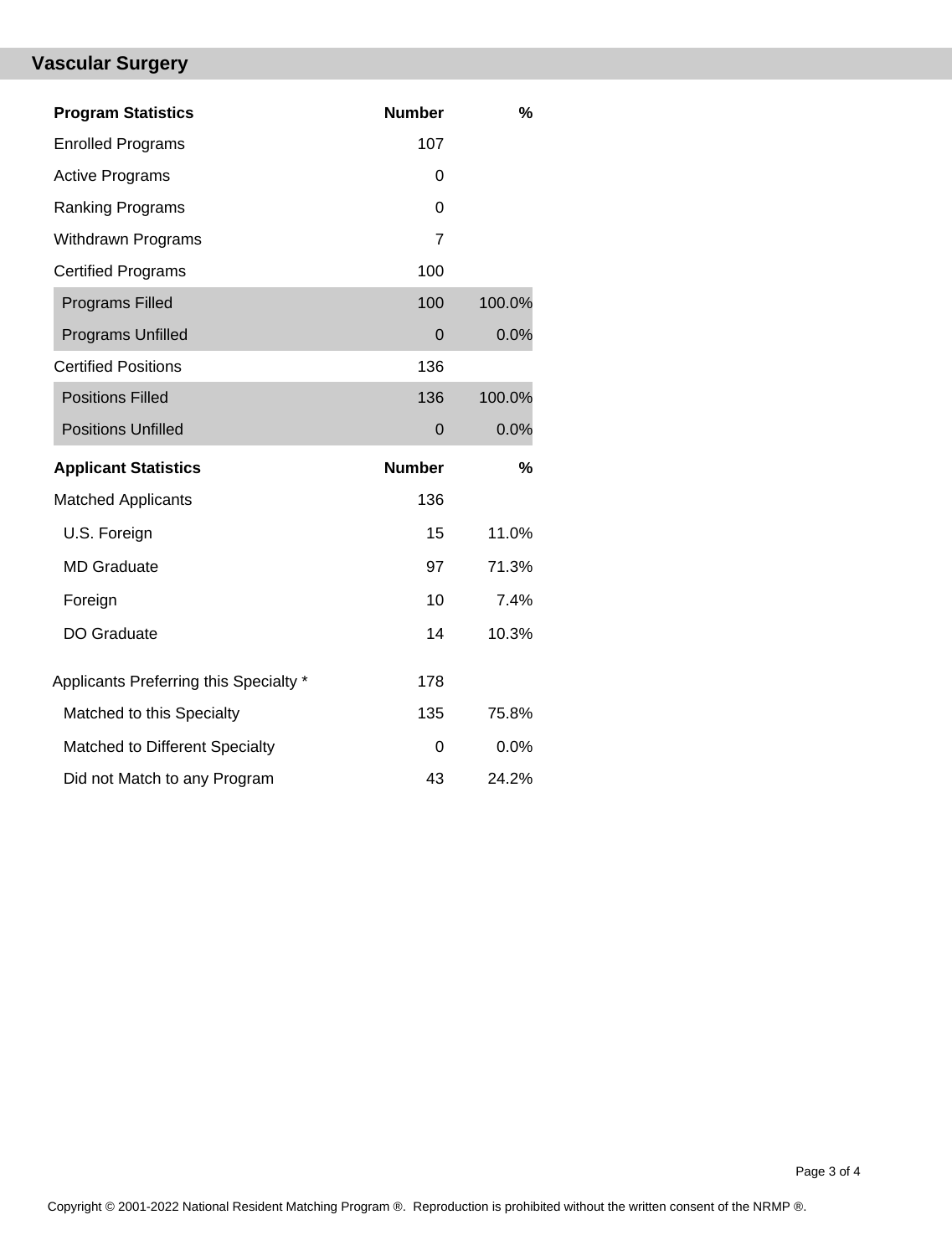## Vascular Surgery

| Program Statistics | Number | % |
| --- | --- | --- |
| Enrolled Programs | 107 | |
| Active Programs | 0 | |
| Ranking Programs | 0 | |
| Withdrawn Programs | 7 | |
| Certified Programs | 100 | |
| Programs Filled | 100 | 100.0% |
| Programs Unfilled | 0 | 0.0% |
| Certified Positions | 136 | |
| Positions Filled | 136 | 100.0% |
| Positions Unfilled | 0 | 0.0% |

| Applicant Statistics | Number | % |
| --- | --- | --- |
| Matched Applicants | 136 | |
| U.S. Foreign | 15 | 11.0% |
| MD Graduate | 97 | 71.3% |
| Foreign | 10 | 7.4% |
| DO Graduate | 14 | 10.3% |
| Applicants Preferring this Specialty * | 178 | |
| Matched to this Specialty | 135 | 75.8% |
| Matched to Different Specialty | 0 | 0.0% |
| Did not Match to any Program | 43 | 24.2% |

Copyright © 2001-2022 National Resident Matching Program ®. Reproduction is prohibited without the written consent of the NRMP ®.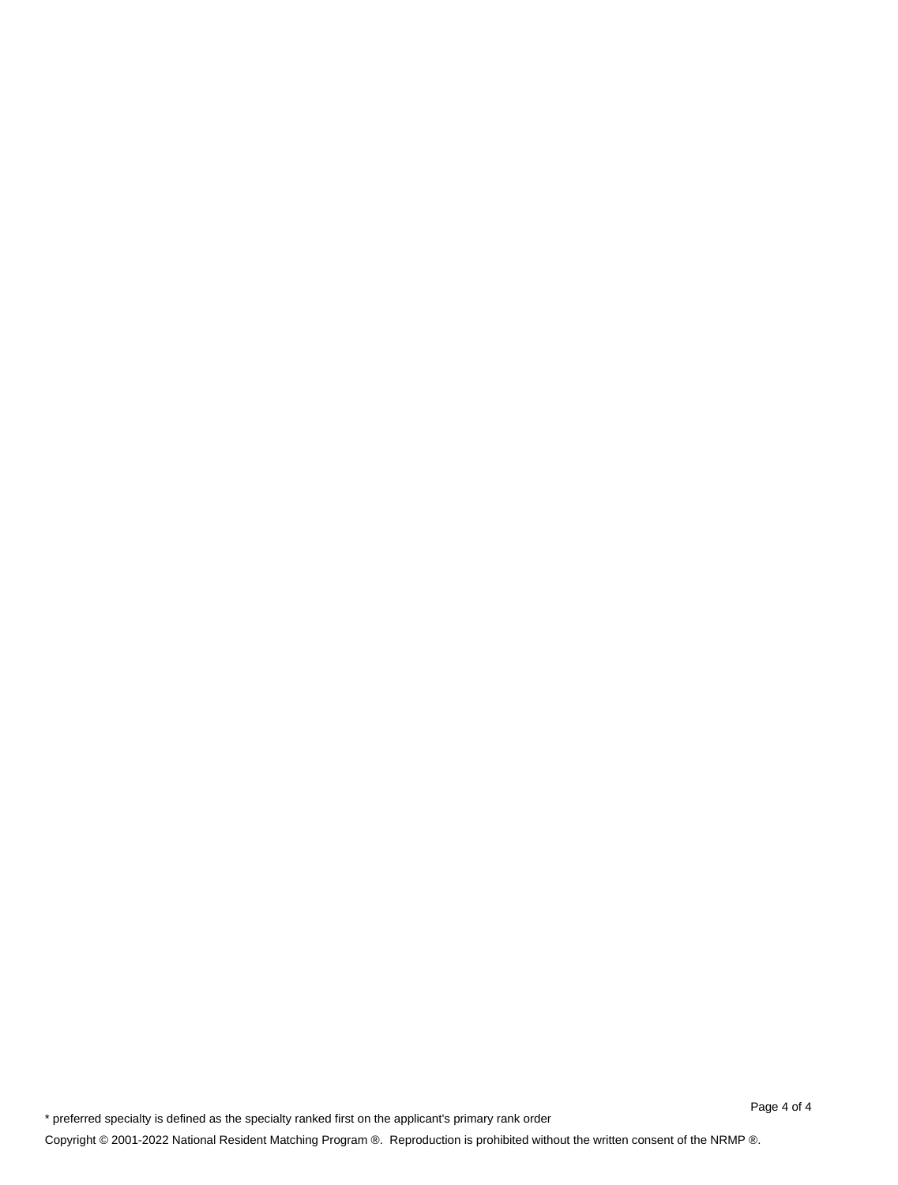* preferred specialty is defined as the specialty ranked first on the applicant's primary rank order